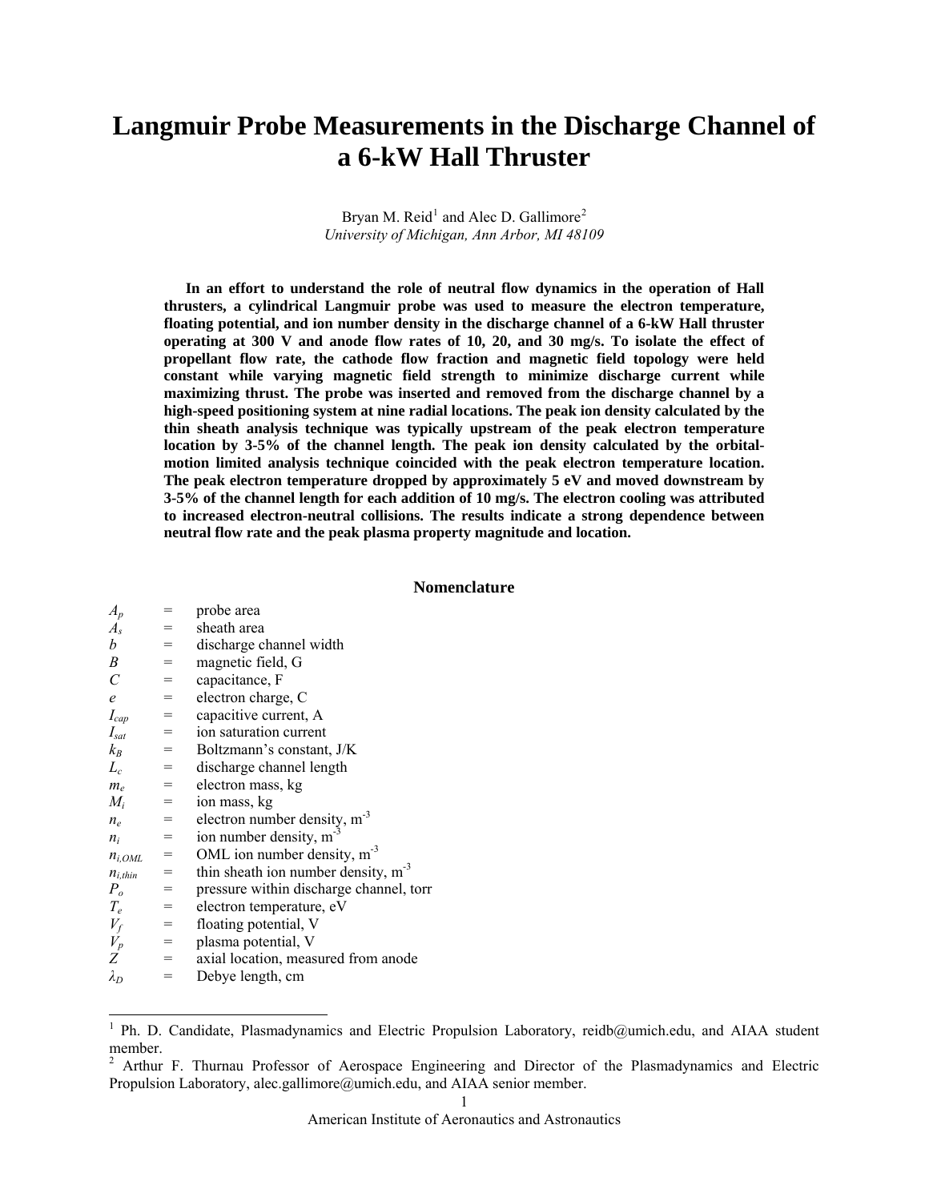# Langmuir Probe Measurements in the Discharge Channel of a 6-kW Hall Thruster

Bryan M. Reid[1] and Alec D. Gallimore[2]
*University of Michigan, Ann Arbor, MI 48109*

**In an effort to understand the role of neutral flow dynamics in the operation of Hall thrusters, a cylindrical Langmuir probe was used to measure the electron temperature, floating potential, and ion number density in the discharge channel of a 6-kW Hall thruster operating at 300 V and anode flow rates of 10, 20, and 30 mg/s. To isolate the effect of propellant flow rate, the cathode flow fraction and magnetic field topology were held constant while varying magnetic field strength to minimize discharge current while maximizing thrust. The probe was inserted and removed from the discharge channel by a high-speed positioning system at nine radial locations. The peak ion density calculated by the thin sheath analysis technique was typically upstream of the peak electron temperature location by 3-5% of the channel length. The peak ion density calculated by the orbital-motion limited analysis technique coincided with the peak electron temperature location. The peak electron temperature dropped by approximately 5 eV and moved downstream by 3-5% of the channel length for each addition of 10 mg/s. The electron cooling was attributed to increased electron-neutral collisions. The results indicate a strong dependence between neutral flow rate and the peak plasma property magnitude and location.**

## Nomenclature

| | | |
|---|---|---|
| $A_p$ | = | probe area |
| $A_s$ | = | sheath area |
| $b$ | = | discharge channel width |
| $B$ | = | magnetic field, G |
| $C$ | = | capacitance, F |
| $e$ | = | electron charge, C |
| $I_{cap}$ | = | capacitive current, A |
| $I_{sat}$ | = | ion saturation current |
| $k_B$ | = | Boltzmann's constant, J/K |
| $L_c$ | = | discharge channel length |
| $m_e$ | = | electron mass, kg |
| $M_i$ | = | ion mass, kg |
| $n_e$ | = | electron number density, m$^{-3}$ |
| $n_i$ | = | ion number density, m$^{-3}$ |
| $n_{i,OML}$ | = | OML ion number density, m$^{-3}$ |
| $n_{i,thin}$ | = | thin sheath ion number density, m$^{-3}$ |
| $P_o$ | = | pressure within discharge channel, torr |
| $T_e$ | = | electron temperature, eV |
| $V_f$ | = | floating potential, V |
| $V_p$ | = | plasma potential, V |
| $Z$ | = | axial location, measured from anode |
| $\lambda_D$ | = | Debye length, cm |

[1] Ph. D. Candidate, Plasmadynamics and Electric Propulsion Laboratory, reidb@umich.edu, and AIAA student member.
[2] Arthur F. Thurnau Professor of Aerospace Engineering and Director of the Plasmadynamics and Electric Propulsion Laboratory, alec.gallimore@umich.edu, and AIAA senior member.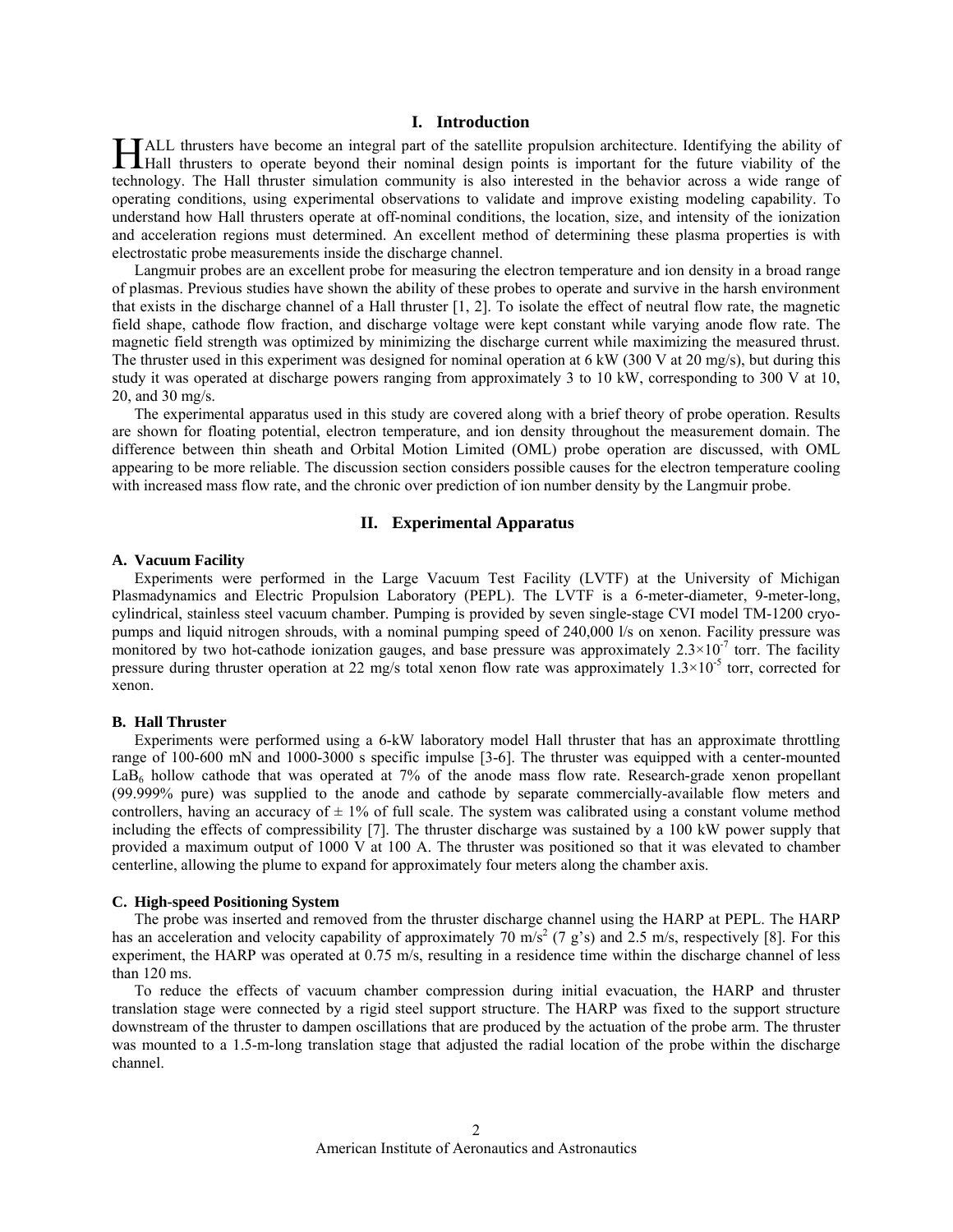## I. Introduction

HALL thrusters have become an integral part of the satellite propulsion architecture. Identifying the ability of Hall thrusters to operate beyond their nominal design points is important for the future viability of the technology. The Hall thruster simulation community is also interested in the behavior across a wide range of operating conditions, using experimental observations to validate and improve existing modeling capability. To understand how Hall thrusters operate at off-nominal conditions, the location, size, and intensity of the ionization and acceleration regions must determined. An excellent method of determining these plasma properties is with electrostatic probe measurements inside the discharge channel.

Langmuir probes are an excellent probe for measuring the electron temperature and ion density in a broad range of plasmas. Previous studies have shown the ability of these probes to operate and survive in the harsh environment that exists in the discharge channel of a Hall thruster [1, 2]. To isolate the effect of neutral flow rate, the magnetic field shape, cathode flow fraction, and discharge voltage were kept constant while varying anode flow rate. The magnetic field strength was optimized by minimizing the discharge current while maximizing the measured thrust. The thruster used in this experiment was designed for nominal operation at 6 kW (300 V at 20 mg/s), but during this study it was operated at discharge powers ranging from approximately 3 to 10 kW, corresponding to 300 V at 10, 20, and 30 mg/s.

The experimental apparatus used in this study are covered along with a brief theory of probe operation. Results are shown for floating potential, electron temperature, and ion density throughout the measurement domain. The difference between thin sheath and Orbital Motion Limited (OML) probe operation are discussed, with OML appearing to be more reliable. The discussion section considers possible causes for the electron temperature cooling with increased mass flow rate, and the chronic over prediction of ion number density by the Langmuir probe.

## II. Experimental Apparatus

### A. Vacuum Facility

Experiments were performed in the Large Vacuum Test Facility (LVTF) at the University of Michigan Plasmadynamics and Electric Propulsion Laboratory (PEPL). The LVTF is a 6-meter-diameter, 9-meter-long, cylindrical, stainless steel vacuum chamber. Pumping is provided by seven single-stage CVI model TM-1200 cryopumps and liquid nitrogen shrouds, with a nominal pumping speed of 240,000 l/s on xenon. Facility pressure was monitored by two hot-cathode ionization gauges, and base pressure was approximately $2.3\times10^{-7}$ torr. The facility pressure during thruster operation at 22 mg/s total xenon flow rate was approximately $1.3\times10^{-5}$ torr, corrected for xenon.

### B. Hall Thruster

Experiments were performed using a 6-kW laboratory model Hall thruster that has an approximate throttling range of 100-600 mN and 1000-3000 s specific impulse [3-6]. The thruster was equipped with a center-mounted $LaB_6$ hollow cathode that was operated at 7% of the anode mass flow rate. Research-grade xenon propellant (99.999% pure) was supplied to the anode and cathode by separate commercially-available flow meters and controllers, having an accuracy of $\pm$ 1% of full scale. The system was calibrated using a constant volume method including the effects of compressibility [7]. The thruster discharge was sustained by a 100 kW power supply that provided a maximum output of 1000 V at 100 A. The thruster was positioned so that it was elevated to chamber centerline, allowing the plume to expand for approximately four meters along the chamber axis.

### C. High-speed Positioning System

The probe was inserted and removed from the thruster discharge channel using the HARP at PEPL. The HARP has an acceleration and velocity capability of approximately 70 $m/s^2$ (7 g's) and 2.5 m/s, respectively [8]. For this experiment, the HARP was operated at 0.75 m/s, resulting in a residence time within the discharge channel of less than 120 ms.

To reduce the effects of vacuum chamber compression during initial evacuation, the HARP and thruster translation stage were connected by a rigid steel support structure. The HARP was fixed to the support structure downstream of the thruster to dampen oscillations that are produced by the actuation of the probe arm. The thruster was mounted to a 1.5-m-long translation stage that adjusted the radial location of the probe within the discharge channel.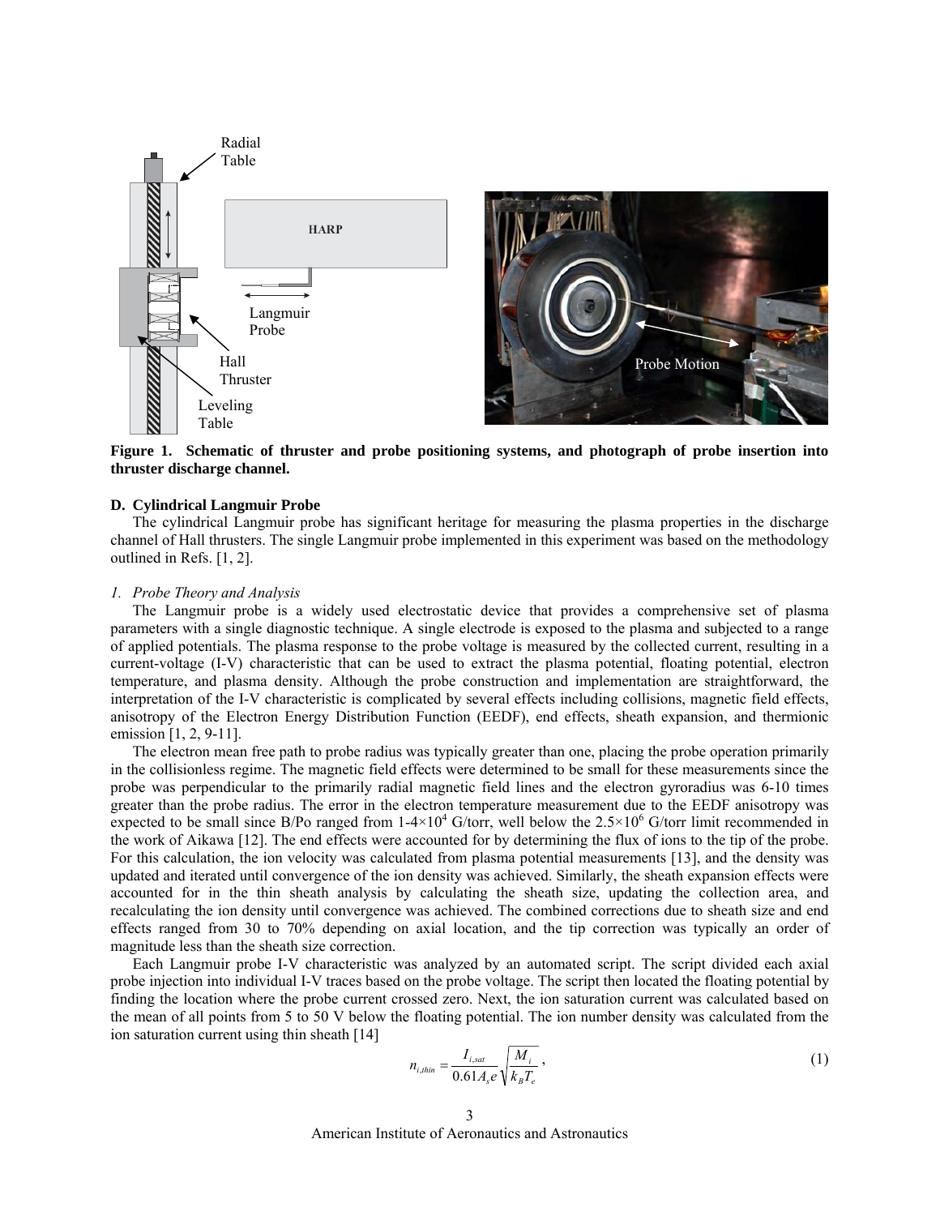**Figure 1. Schematic of thruster and probe positioning systems, and photograph of probe insertion into thruster discharge channel.**

### D. Cylindrical Langmuir Probe

The cylindrical Langmuir probe has significant heritage for measuring the plasma properties in the discharge channel of Hall thrusters. The single Langmuir probe implemented in this experiment was based on the methodology outlined in Refs. [1, 2].

#### *1. Probe Theory and Analysis*

The Langmuir probe is a widely used electrostatic device that provides a comprehensive set of plasma parameters with a single diagnostic technique. A single electrode is exposed to the plasma and subjected to a range of applied potentials. The plasma response to the probe voltage is measured by the collected current, resulting in a current-voltage (I-V) characteristic that can be used to extract the plasma potential, floating potential, electron temperature, and plasma density. Although the probe construction and implementation are straightforward, the interpretation of the I-V characteristic is complicated by several effects including collisions, magnetic field effects, anisotropy of the Electron Energy Distribution Function (EEDF), end effects, sheath expansion, and thermionic emission [1, 2, 9-11].

The electron mean free path to probe radius was typically greater than one, placing the probe operation primarily in the collisionless regime. The magnetic field effects were determined to be small for these measurements since the probe was perpendicular to the primarily radial magnetic field lines and the electron gyroradius was 6-10 times greater than the probe radius. The error in the electron temperature measurement due to the EEDF anisotropy was expected to be small since B/Po ranged from $1\text{-}4\times10^4$ G/torr, well below the $2.5\times10^6$ G/torr limit recommended in the work of Aikawa [12]. The end effects were accounted for by determining the flux of ions to the tip of the probe. For this calculation, the ion velocity was calculated from plasma potential measurements [13], and the density was updated and iterated until convergence of the ion density was achieved. Similarly, the sheath expansion effects were accounted for in the thin sheath analysis by calculating the sheath size, updating the collection area, and recalculating the ion density until convergence was achieved. The combined corrections due to sheath size and end effects ranged from 30 to 70% depending on axial location, and the tip correction was typically an order of magnitude less than the sheath size correction.

Each Langmuir probe I-V characteristic was analyzed by an automated script. The script divided each axial probe injection into individual I-V traces based on the probe voltage. The script then located the floating potential by finding the location where the probe current crossed zero. Next, the ion saturation current was calculated based on the mean of all points from 5 to 50 V below the floating potential. The ion number density was calculated from the ion saturation current using thin sheath [14]

$$n_{i,thin} = \frac{I_{i,sat}}{0.61 A_s e} \sqrt{\frac{M_i}{k_B T_e}}, \tag{1}$$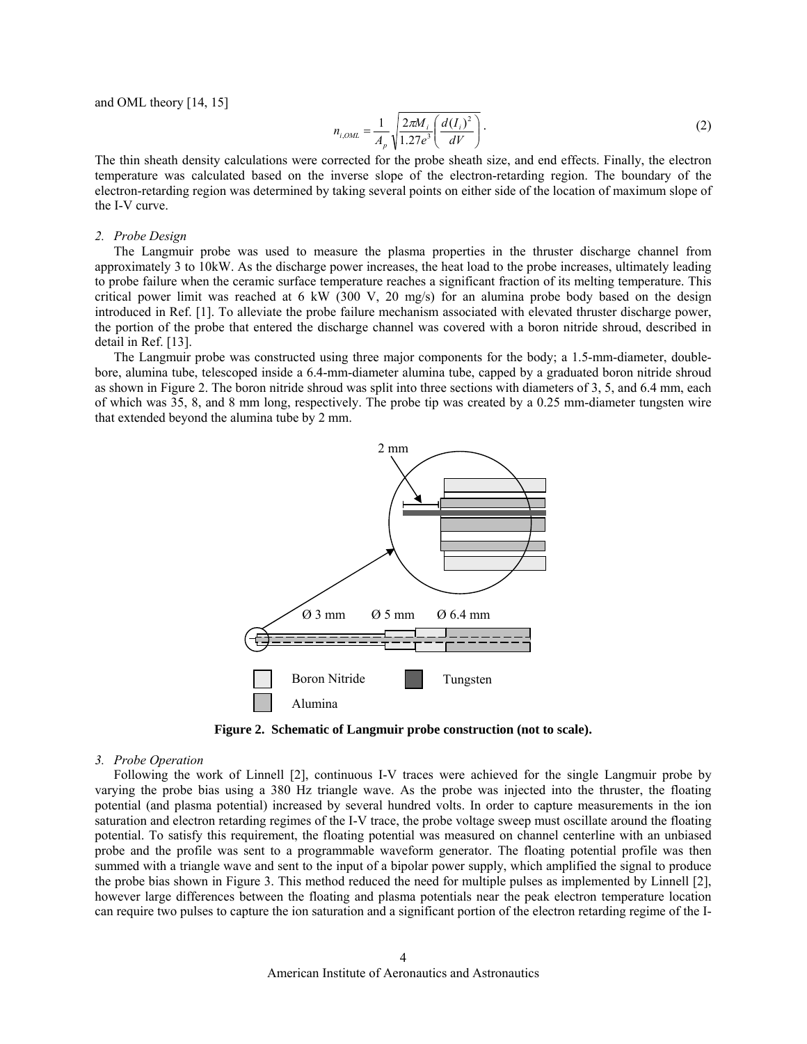and OML theory [14, 15]

$$n_{i,OML} = \frac{1}{A_p}\sqrt{\frac{2\pi M_i}{1.27e^3}\left(\frac{d(I_i)^2}{dV}\right)}. \tag{2}$$

The thin sheath density calculations were corrected for the probe sheath size, and end effects. Finally, the electron temperature was calculated based on the inverse slope of the electron-retarding region. The boundary of the electron-retarding region was determined by taking several points on either side of the location of maximum slope of the I-V curve.

### *2. Probe Design*

The Langmuir probe was used to measure the plasma properties in the thruster discharge channel from approximately 3 to 10kW. As the discharge power increases, the heat load to the probe increases, ultimately leading to probe failure when the ceramic surface temperature reaches a significant fraction of its melting temperature. This critical power limit was reached at 6 kW (300 V, 20 mg/s) for an alumina probe body based on the design introduced in Ref. [1]. To alleviate the probe failure mechanism associated with elevated thruster discharge power, the portion of the probe that entered the discharge channel was covered with a boron nitride shroud, described in detail in Ref. [13].

The Langmuir probe was constructed using three major components for the body; a 1.5-mm-diameter, double-bore, alumina tube, telescoped inside a 6.4-mm-diameter alumina tube, capped by a graduated boron nitride shroud as shown in Figure 2. The boron nitride shroud was split into three sections with diameters of 3, 5, and 6.4 mm, each of which was 35, 8, and 8 mm long, respectively. The probe tip was created by a 0.25 mm-diameter tungsten wire that extended beyond the alumina tube by 2 mm.

2 mm

Ø 3 mm Ø 5 mm Ø 6.4 mm

Boron Nitride Tungsten

Alumina

**Figure 2. Schematic of Langmuir probe construction (not to scale).**

### *3. Probe Operation*

Following the work of Linnell [2], continuous I-V traces were achieved for the single Langmuir probe by varying the probe bias using a 380 Hz triangle wave. As the probe was injected into the thruster, the floating potential (and plasma potential) increased by several hundred volts. In order to capture measurements in the ion saturation and electron retarding regimes of the I-V trace, the probe voltage sweep must oscillate around the floating potential. To satisfy this requirement, the floating potential was measured on channel centerline with an unbiased probe and the profile was sent to a programmable waveform generator. The floating potential profile was then summed with a triangle wave and sent to the input of a bipolar power supply, which amplified the signal to produce the probe bias shown in Figure 3. This method reduced the need for multiple pulses as implemented by Linnell [2], however large differences between the floating and plasma potentials near the peak electron temperature location can require two pulses to capture the ion saturation and a significant portion of the electron retarding regime of the I-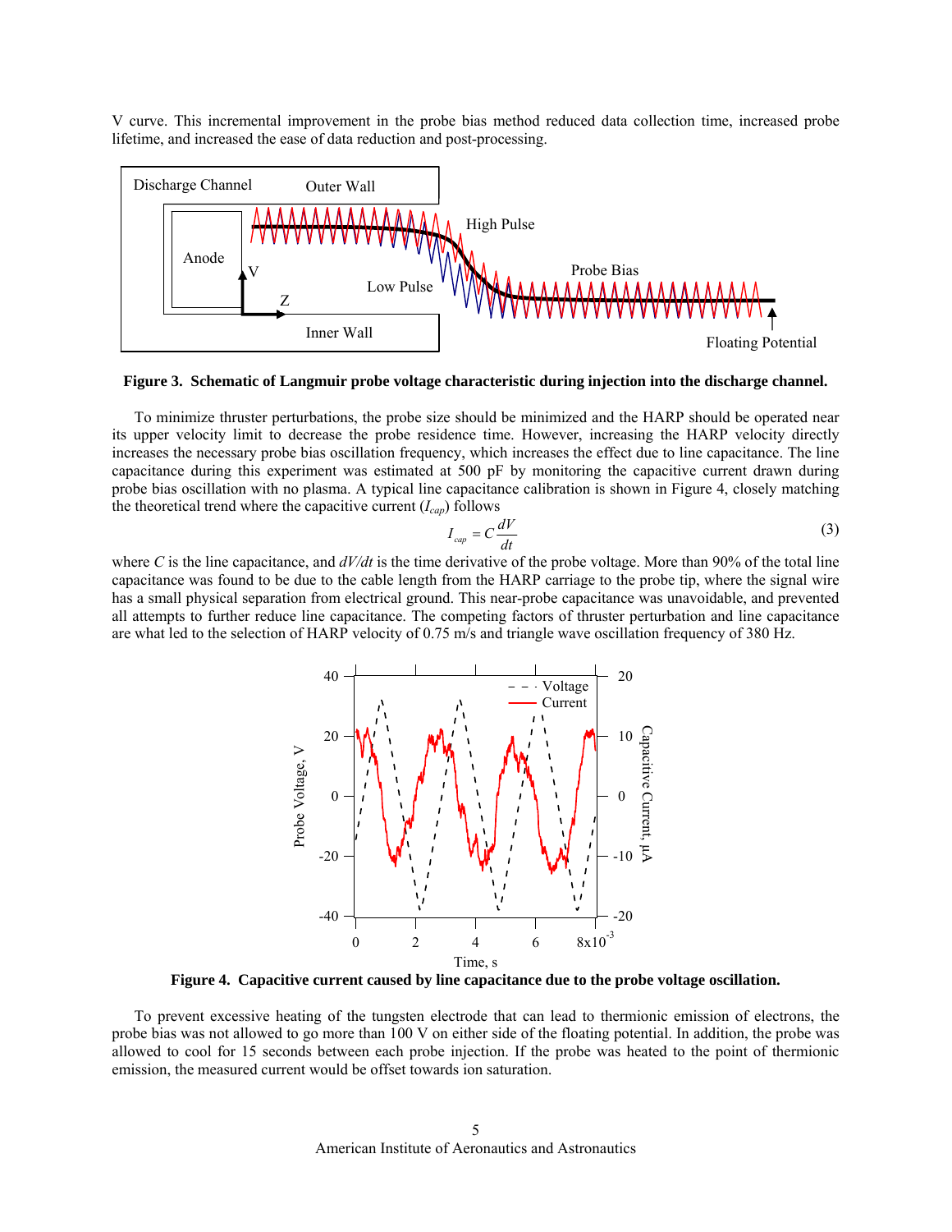V curve. This incremental improvement in the probe bias method reduced data collection time, increased probe lifetime, and increased the ease of data reduction and post-processing.

**Figure 3. Schematic of Langmuir probe voltage characteristic during injection into the discharge channel.**

To minimize thruster perturbations, the probe size should be minimized and the HARP should be operated near its upper velocity limit to decrease the probe residence time. However, increasing the HARP velocity directly increases the necessary probe bias oscillation frequency, which increases the effect due to line capacitance. The line capacitance during this experiment was estimated at 500 pF by monitoring the capacitive current drawn during probe bias oscillation with no plasma. A typical line capacitance calibration is shown in Figure 4, closely matching the theoretical trend where the capacitive current ($I_{cap}$) follows

$$I_{cap} = C\frac{dV}{dt} \tag{3}$$

where $C$ is the line capacitance, and $dV/dt$ is the time derivative of the probe voltage. More than 90% of the total line capacitance was found to be due to the cable length from the HARP carriage to the probe tip, where the signal wire has a small physical separation from electrical ground. This near-probe capacitance was unavoidable, and prevented all attempts to further reduce line capacitance. The competing factors of thruster perturbation and line capacitance are what led to the selection of HARP velocity of 0.75 m/s and triangle wave oscillation frequency of 380 Hz.

**Figure 4. Capacitive current caused by line capacitance due to the probe voltage oscillation.**

To prevent excessive heating of the tungsten electrode that can lead to thermionic emission of electrons, the probe bias was not allowed to go more than 100 V on either side of the floating potential. In addition, the probe was allowed to cool for 15 seconds between each probe injection. If the probe was heated to the point of thermionic emission, the measured current would be offset towards ion saturation.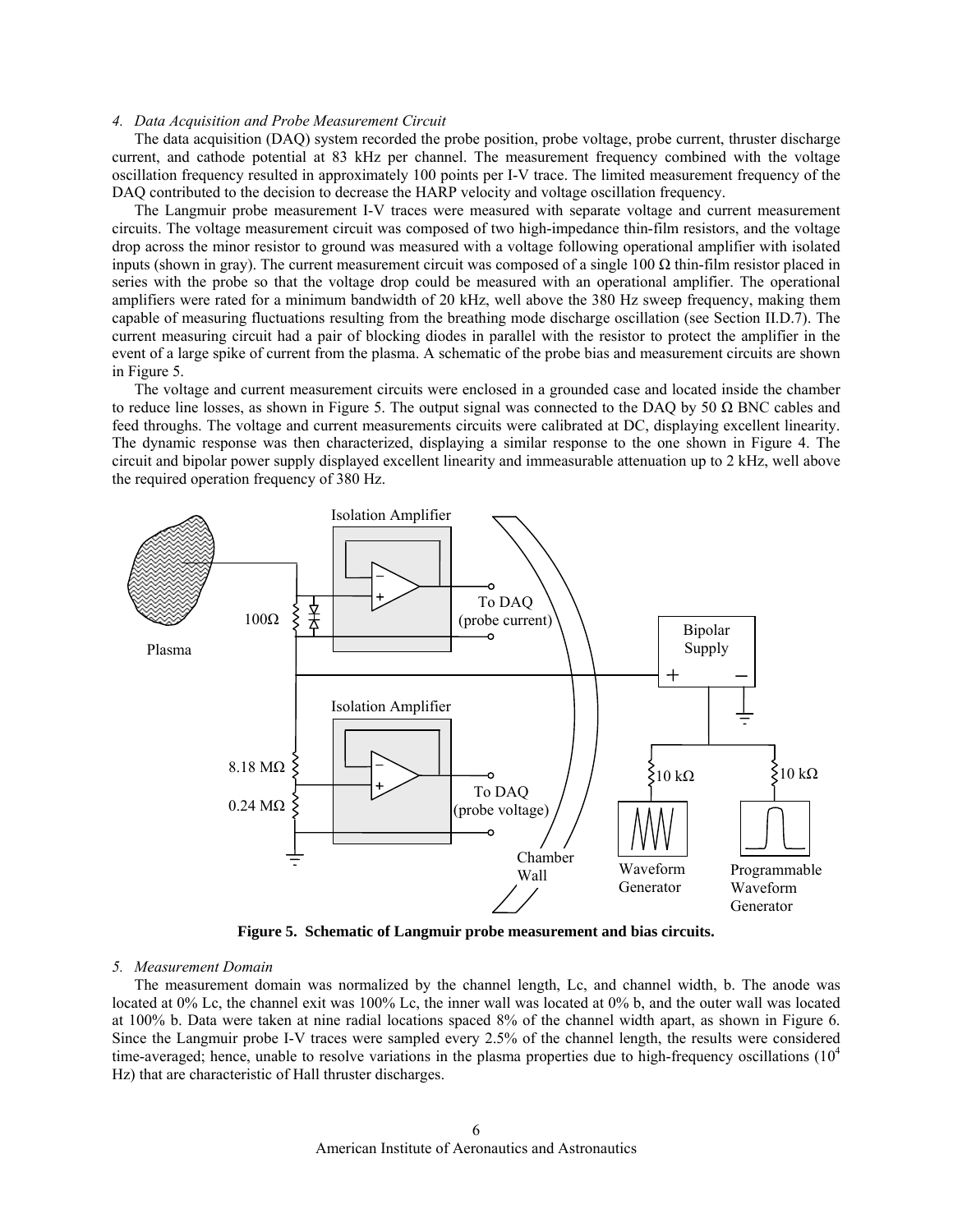*4. Data Acquisition and Probe Measurement Circuit*

The data acquisition (DAQ) system recorded the probe position, probe voltage, probe current, thruster discharge current, and cathode potential at 83 kHz per channel. The measurement frequency combined with the voltage oscillation frequency resulted in approximately 100 points per I-V trace. The limited measurement frequency of the DAQ contributed to the decision to decrease the HARP velocity and voltage oscillation frequency.

The Langmuir probe measurement I-V traces were measured with separate voltage and current measurement circuits. The voltage measurement circuit was composed of two high-impedance thin-film resistors, and the voltage drop across the minor resistor to ground was measured with a voltage following operational amplifier with isolated inputs (shown in gray). The current measurement circuit was composed of a single 100 Ω thin-film resistor placed in series with the probe so that the voltage drop could be measured with an operational amplifier. The operational amplifiers were rated for a minimum bandwidth of 20 kHz, well above the 380 Hz sweep frequency, making them capable of measuring fluctuations resulting from the breathing mode discharge oscillation (see Section II.D.7). The current measuring circuit had a pair of blocking diodes in parallel with the resistor to protect the amplifier in the event of a large spike of current from the plasma. A schematic of the probe bias and measurement circuits are shown in Figure 5.

The voltage and current measurement circuits were enclosed in a grounded case and located inside the chamber to reduce line losses, as shown in Figure 5. The output signal was connected to the DAQ by 50 Ω BNC cables and feed throughs. The voltage and current measurements circuits were calibrated at DC, displaying excellent linearity. The dynamic response was then characterized, displaying a similar response to the one shown in Figure 4. The circuit and bipolar power supply displayed excellent linearity and immeasurable attenuation up to 2 kHz, well above the required operation frequency of 380 Hz.

**Figure 5. Schematic of Langmuir probe measurement and bias circuits.**

*5. Measurement Domain*

The measurement domain was normalized by the channel length, Lc, and channel width, b. The anode was located at 0% Lc, the channel exit was 100% Lc, the inner wall was located at 0% b, and the outer wall was located at 100% b. Data were taken at nine radial locations spaced 8% of the channel width apart, as shown in Figure 6. Since the Langmuir probe I-V traces were sampled every 2.5% of the channel length, the results were considered time-averaged; hence, unable to resolve variations in the plasma properties due to high-frequency oscillations ($10^4$ Hz) that are characteristic of Hall thruster discharges.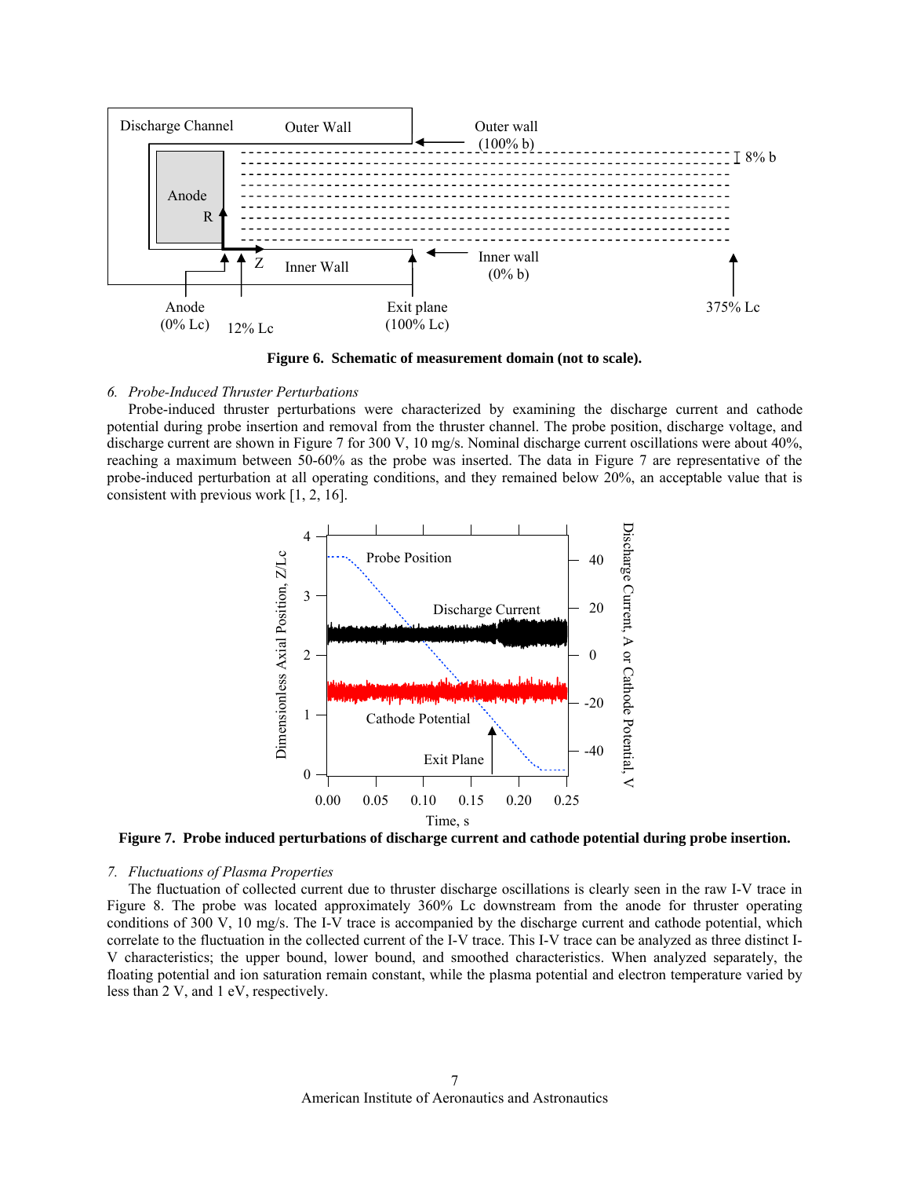Figure 6.  Schematic of measurement domain (not to scale).

*6.  Probe-Induced Thruster Perturbations*

Probe-induced thruster perturbations were characterized by examining the discharge current and cathode potential during probe insertion and removal from the thruster channel. The probe position, discharge voltage, and discharge current are shown in Figure 7 for 300 V, 10 mg/s. Nominal discharge current oscillations were about 40%, reaching a maximum between 50-60% as the probe was inserted. The data in Figure 7 are representative of the probe-induced perturbation at all operating conditions, and they remained below 20%, an acceptable value that is consistent with previous work [1, 2, 16].

Figure 7.  Probe induced perturbations of discharge current and cathode potential during probe insertion.

*7.  Fluctuations of Plasma Properties*

The fluctuation of collected current due to thruster discharge oscillations is clearly seen in the raw I-V trace in Figure 8. The probe was located approximately 360% Lc downstream from the anode for thruster operating conditions of 300 V, 10 mg/s. The I-V trace is accompanied by the discharge current and cathode potential, which correlate to the fluctuation in the collected current of the I-V trace. This I-V trace can be analyzed as three distinct I-V characteristics; the upper bound, lower bound, and smoothed characteristics. When analyzed separately, the floating potential and ion saturation remain constant, while the plasma potential and electron temperature varied by less than 2 V, and 1 eV, respectively.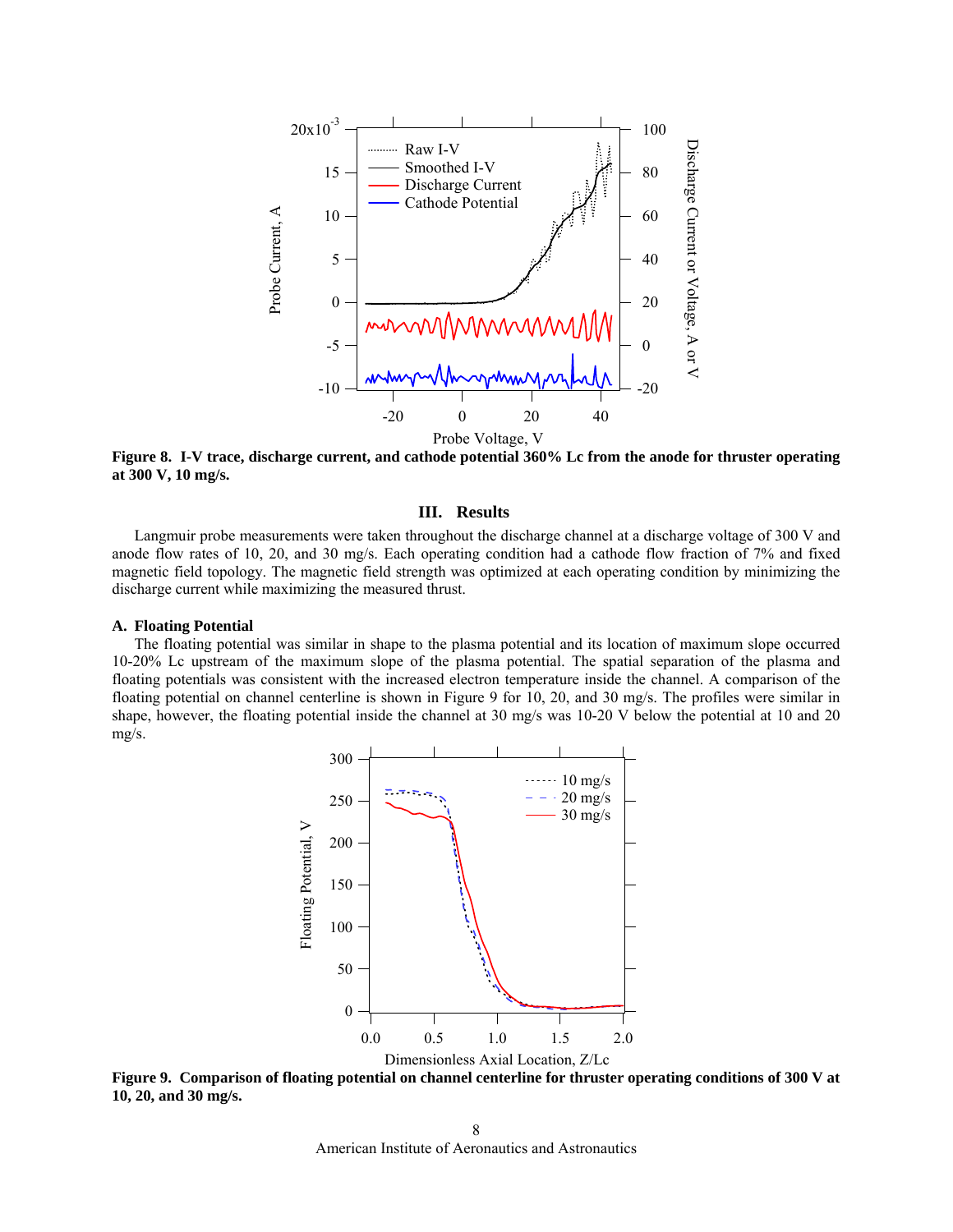**Figure 8. I-V trace, discharge current, and cathode potential 360% Lc from the anode for thruster operating at 300 V, 10 mg/s.**

## III. Results

Langmuir probe measurements were taken throughout the discharge channel at a discharge voltage of 300 V and anode flow rates of 10, 20, and 30 mg/s. Each operating condition had a cathode flow fraction of 7% and fixed magnetic field topology. The magnetic field strength was optimized at each operating condition by minimizing the discharge current while maximizing the measured thrust.

### A. Floating Potential

The floating potential was similar in shape to the plasma potential and its location of maximum slope occurred 10-20% Lc upstream of the maximum slope of the plasma potential. The spatial separation of the plasma and floating potentials was consistent with the increased electron temperature inside the channel. A comparison of the floating potential on channel centerline is shown in Figure 9 for 10, 20, and 30 mg/s. The profiles were similar in shape, however, the floating potential inside the channel at 30 mg/s was 10-20 V below the potential at 10 and 20 mg/s.

**Figure 9. Comparison of floating potential on channel centerline for thruster operating conditions of 300 V at 10, 20, and 30 mg/s.**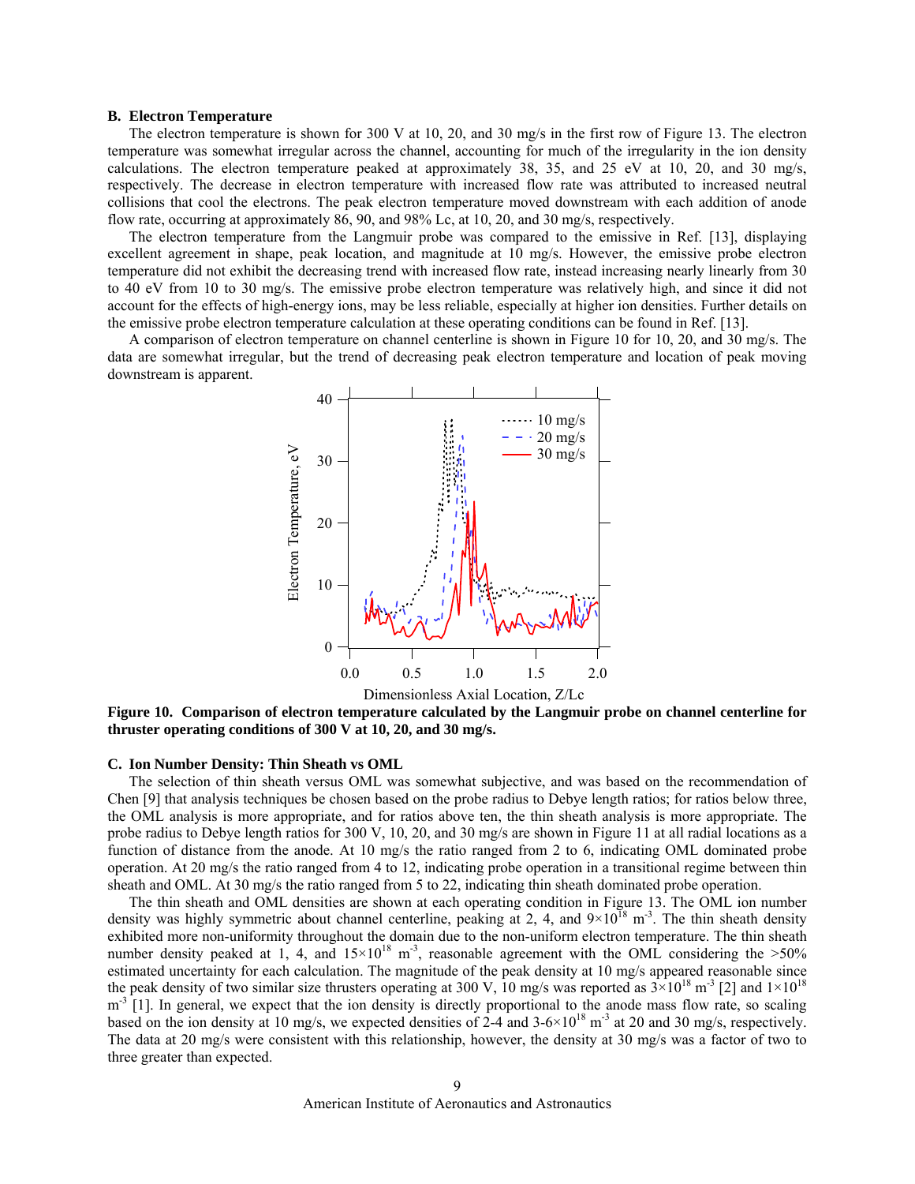### B. Electron Temperature

The electron temperature is shown for 300 V at 10, 20, and 30 mg/s in the first row of Figure 13. The electron temperature was somewhat irregular across the channel, accounting for much of the irregularity in the ion density calculations. The electron temperature peaked at approximately 38, 35, and 25 eV at 10, 20, and 30 mg/s, respectively. The decrease in electron temperature with increased flow rate was attributed to increased neutral collisions that cool the electrons. The peak electron temperature moved downstream with each addition of anode flow rate, occurring at approximately 86, 90, and 98% Lc, at 10, 20, and 30 mg/s, respectively.

The electron temperature from the Langmuir probe was compared to the emissive in Ref. [13], displaying excellent agreement in shape, peak location, and magnitude at 10 mg/s. However, the emissive probe electron temperature did not exhibit the decreasing trend with increased flow rate, instead increasing nearly linearly from 30 to 40 eV from 10 to 30 mg/s. The emissive probe electron temperature was relatively high, and since it did not account for the effects of high-energy ions, may be less reliable, especially at higher ion densities. Further details on the emissive probe electron temperature calculation at these operating conditions can be found in Ref. [13].

A comparison of electron temperature on channel centerline is shown in Figure 10 for 10, 20, and 30 mg/s. The data are somewhat irregular, but the trend of decreasing peak electron temperature and location of peak moving downstream is apparent.

**Figure 10. Comparison of electron temperature calculated by the Langmuir probe on channel centerline for thruster operating conditions of 300 V at 10, 20, and 30 mg/s.**

### C. Ion Number Density: Thin Sheath vs OML

The selection of thin sheath versus OML was somewhat subjective, and was based on the recommendation of Chen [9] that analysis techniques be chosen based on the probe radius to Debye length ratios; for ratios below three, the OML analysis is more appropriate, and for ratios above ten, the thin sheath analysis is more appropriate. The probe radius to Debye length ratios for 300 V, 10, 20, and 30 mg/s are shown in Figure 11 at all radial locations as a function of distance from the anode. At 10 mg/s the ratio ranged from 2 to 6, indicating OML dominated probe operation. At 20 mg/s the ratio ranged from 4 to 12, indicating probe operation in a transitional regime between thin sheath and OML. At 30 mg/s the ratio ranged from 5 to 22, indicating thin sheath dominated probe operation.

The thin sheath and OML densities are shown at each operating condition in Figure 13. The OML ion number density was highly symmetric about channel centerline, peaking at 2, 4, and $9\times10^{18}$ m$^{-3}$. The thin sheath density exhibited more non-uniformity throughout the domain due to the non-uniform electron temperature. The thin sheath number density peaked at 1, 4, and $15\times10^{18}$ m$^{-3}$, reasonable agreement with the OML considering the >50% estimated uncertainty for each calculation. The magnitude of the peak density at 10 mg/s appeared reasonable since the peak density of two similar size thrusters operating at 300 V, 10 mg/s was reported as $3\times10^{18}$ m$^{-3}$ [2] and $1\times10^{18}$ m$^{-3}$ [1]. In general, we expect that the ion density is directly proportional to the anode mass flow rate, so scaling based on the ion density at 10 mg/s, we expected densities of 2-4 and 3-$6\times10^{18}$ m$^{-3}$ at 20 and 30 mg/s, respectively. The data at 20 mg/s were consistent with this relationship, however, the density at 30 mg/s was a factor of two to three greater than expected.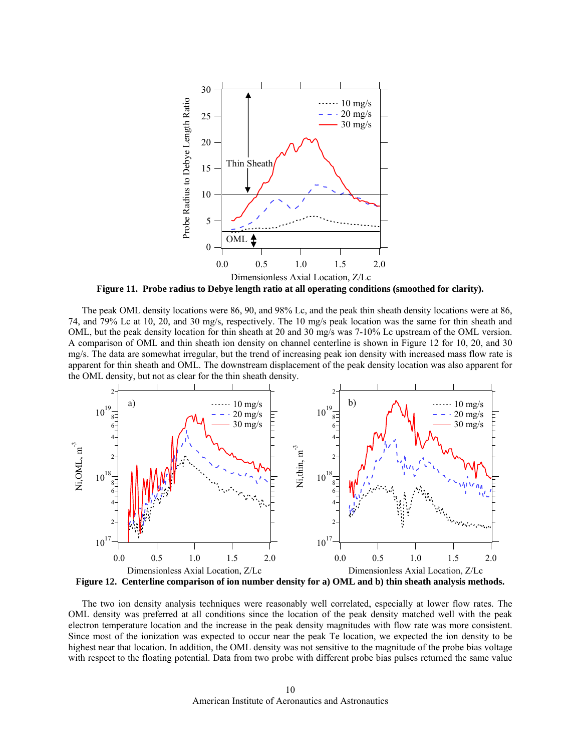**Figure 11. Probe radius to Debye length ratio at all operating conditions (smoothed for clarity).**

The peak OML density locations were 86, 90, and 98% Lc, and the peak thin sheath density locations were at 86, 74, and 79% Lc at 10, 20, and 30 mg/s, respectively. The 10 mg/s peak location was the same for thin sheath and OML, but the peak density location for thin sheath at 20 and 30 mg/s was 7-10% Lc upstream of the OML version. A comparison of OML and thin sheath ion density on channel centerline is shown in Figure 12 for 10, 20, and 30 mg/s. The data are somewhat irregular, but the trend of increasing peak ion density with increased mass flow rate is apparent for thin sheath and OML. The downstream displacement of the peak density location was also apparent for the OML density, but not as clear for the thin sheath density.

**Figure 12. Centerline comparison of ion number density for a) OML and b) thin sheath analysis methods.**

The two ion density analysis techniques were reasonably well correlated, especially at lower flow rates. The OML density was preferred at all conditions since the location of the peak density matched well with the peak electron temperature location and the increase in the peak density magnitudes with flow rate was more consistent. Since most of the ionization was expected to occur near the peak Te location, we expected the ion density to be highest near that location. In addition, the OML density was not sensitive to the magnitude of the probe bias voltage with respect to the floating potential. Data from two probe with different probe bias pulses returned the same value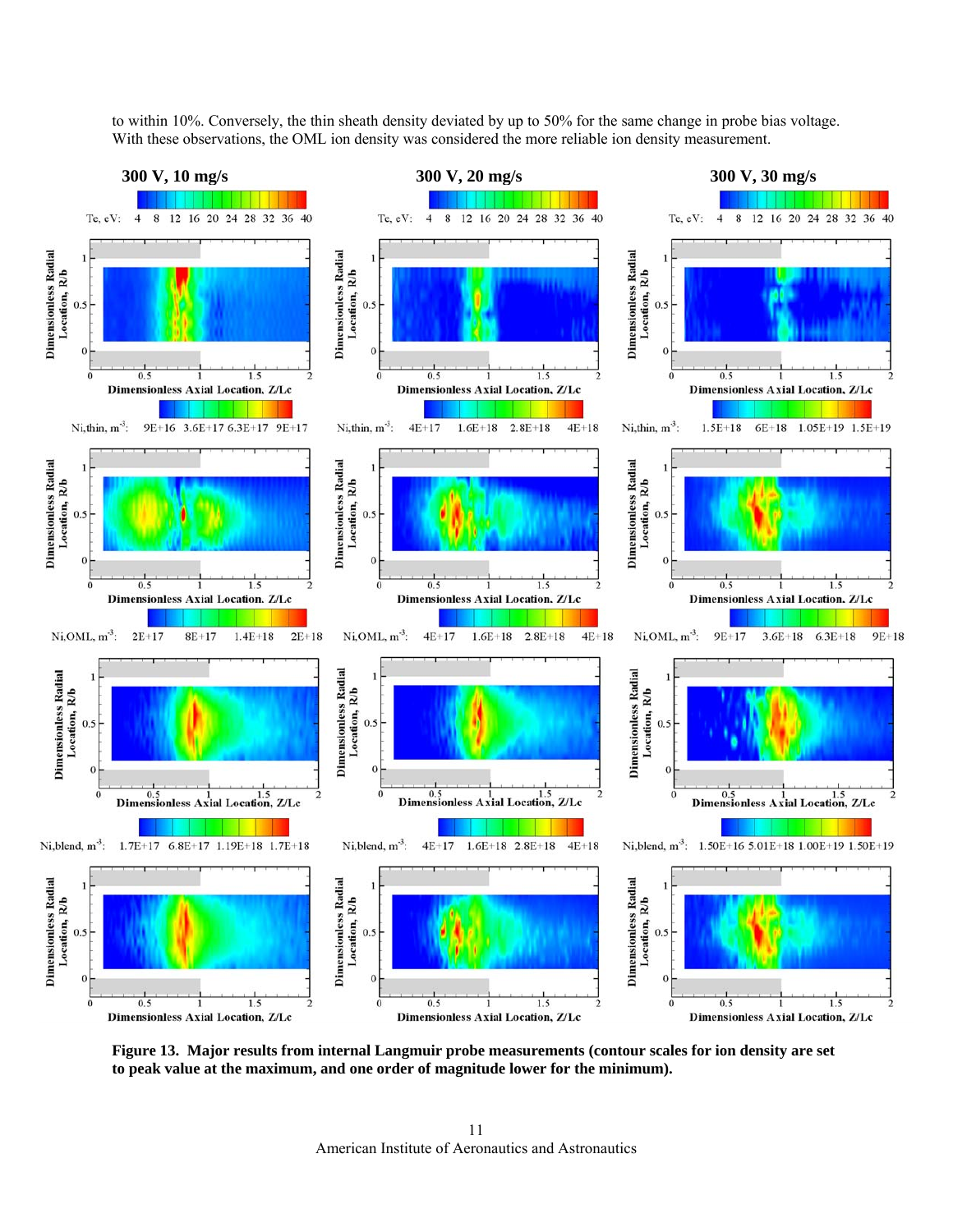to within 10%. Conversely, the thin sheath density deviated by up to 50% for the same change in probe bias voltage. With these observations, the OML ion density was considered the more reliable ion density measurement.

**Figure 13. Major results from internal Langmuir probe measurements (contour scales for ion density are set to peak value at the maximum, and one order of magnitude lower for the minimum).**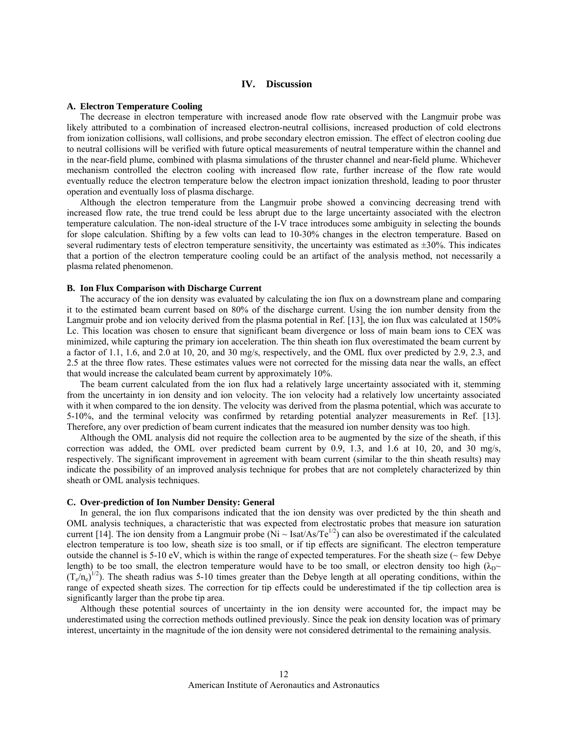# IV. Discussion

### A. Electron Temperature Cooling

The decrease in electron temperature with increased anode flow rate observed with the Langmuir probe was likely attributed to a combination of increased electron-neutral collisions, increased production of cold electrons from ionization collisions, wall collisions, and probe secondary electron emission. The effect of electron cooling due to neutral collisions will be verified with future optical measurements of neutral temperature within the channel and in the near-field plume, combined with plasma simulations of the thruster channel and near-field plume. Whichever mechanism controlled the electron cooling with increased flow rate, further increase of the flow rate would eventually reduce the electron temperature below the electron impact ionization threshold, leading to poor thruster operation and eventually loss of plasma discharge.

Although the electron temperature from the Langmuir probe showed a convincing decreasing trend with increased flow rate, the true trend could be less abrupt due to the large uncertainty associated with the electron temperature calculation. The non-ideal structure of the I-V trace introduces some ambiguity in selecting the bounds for slope calculation. Shifting by a few volts can lead to 10-30% changes in the electron temperature. Based on several rudimentary tests of electron temperature sensitivity, the uncertainty was estimated as ±30%. This indicates that a portion of the electron temperature cooling could be an artifact of the analysis method, not necessarily a plasma related phenomenon.

### B. Ion Flux Comparison with Discharge Current

The accuracy of the ion density was evaluated by calculating the ion flux on a downstream plane and comparing it to the estimated beam current based on 80% of the discharge current. Using the ion number density from the Langmuir probe and ion velocity derived from the plasma potential in Ref. [13], the ion flux was calculated at 150% Lc. This location was chosen to ensure that significant beam divergence or loss of main beam ions to CEX was minimized, while capturing the primary ion acceleration. The thin sheath ion flux overestimated the beam current by a factor of 1.1, 1.6, and 2.0 at 10, 20, and 30 mg/s, respectively, and the OML flux over predicted by 2.9, 2.3, and 2.5 at the three flow rates. These estimates values were not corrected for the missing data near the walls, an effect that would increase the calculated beam current by approximately 10%.

The beam current calculated from the ion flux had a relatively large uncertainty associated with it, stemming from the uncertainty in ion density and ion velocity. The ion velocity had a relatively low uncertainty associated with it when compared to the ion density. The velocity was derived from the plasma potential, which was accurate to 5-10%, and the terminal velocity was confirmed by retarding potential analyzer measurements in Ref. [13]. Therefore, any over prediction of beam current indicates that the measured ion number density was too high.

Although the OML analysis did not require the collection area to be augmented by the size of the sheath, if this correction was added, the OML over predicted beam current by 0.9, 1.3, and 1.6 at 10, 20, and 30 mg/s, respectively. The significant improvement in agreement with beam current (similar to the thin sheath results) may indicate the possibility of an improved analysis technique for probes that are not completely characterized by thin sheath or OML analysis techniques.

### C. Over-prediction of Ion Number Density: General

In general, the ion flux comparisons indicated that the ion density was over predicted by the thin sheath and OML analysis techniques, a characteristic that was expected from electrostatic probes that measure ion saturation current [14]. The ion density from a Langmuir probe ($N_i \sim I_{sat}/A_s/T_e^{1/2}$) can also be overestimated if the calculated electron temperature is too low, sheath size is too small, or if tip effects are significant. The electron temperature outside the channel is 5-10 eV, which is within the range of expected temperatures. For the sheath size (~ few Debye length) to be too small, the electron temperature would have to be too small, or electron density too high ($\lambda_D \sim (T_e/n_e)^{1/2}$). The sheath radius was 5-10 times greater than the Debye length at all operating conditions, within the range of expected sheath sizes. The correction for tip effects could be underestimated if the tip collection area is significantly larger than the probe tip area.

Although these potential sources of uncertainty in the ion density were accounted for, the impact may be underestimated using the correction methods outlined previously. Since the peak ion density location was of primary interest, uncertainty in the magnitude of the ion density were not considered detrimental to the remaining analysis.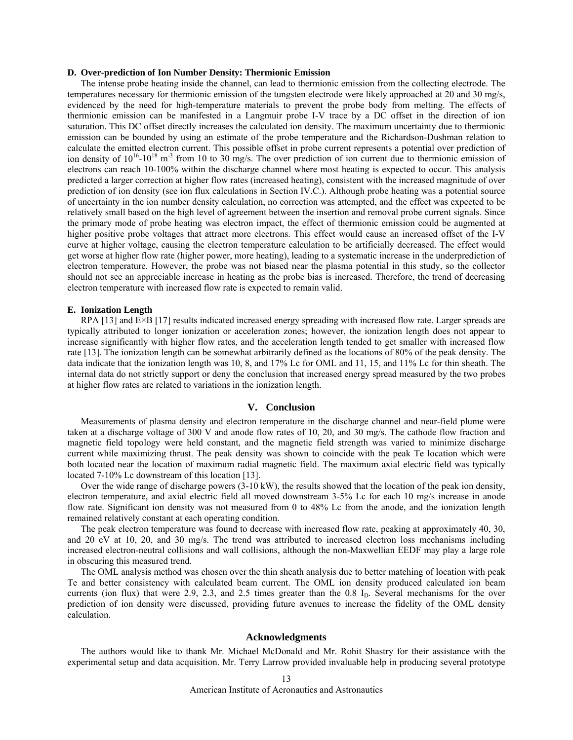### D. Over-prediction of Ion Number Density: Thermionic Emission

The intense probe heating inside the channel, can lead to thermionic emission from the collecting electrode. The temperatures necessary for thermionic emission of the tungsten electrode were likely approached at 20 and 30 mg/s, evidenced by the need for high-temperature materials to prevent the probe body from melting. The effects of thermionic emission can be manifested in a Langmuir probe I-V trace by a DC offset in the direction of ion saturation. This DC offset directly increases the calculated ion density. The maximum uncertainty due to thermionic emission can be bounded by using an estimate of the probe temperature and the Richardson-Dushman relation to calculate the emitted electron current. This possible offset in probe current represents a potential over prediction of ion density of $10^{16}$-$10^{18}$ $m^{-3}$ from 10 to 30 mg/s. The over prediction of ion current due to thermionic emission of electrons can reach 10-100% within the discharge channel where most heating is expected to occur. This analysis predicted a larger correction at higher flow rates (increased heating), consistent with the increased magnitude of over prediction of ion density (see ion flux calculations in Section IV.C.). Although probe heating was a potential source of uncertainty in the ion number density calculation, no correction was attempted, and the effect was expected to be relatively small based on the high level of agreement between the insertion and removal probe current signals. Since the primary mode of probe heating was electron impact, the effect of thermionic emission could be augmented at higher positive probe voltages that attract more electrons. This effect would cause an increased offset of the I-V curve at higher voltage, causing the electron temperature calculation to be artificially decreased. The effect would get worse at higher flow rate (higher power, more heating), leading to a systematic increase in the underprediction of electron temperature. However, the probe was not biased near the plasma potential in this study, so the collector should not see an appreciable increase in heating as the probe bias is increased. Therefore, the trend of decreasing electron temperature with increased flow rate is expected to remain valid.

### E. Ionization Length

RPA [13] and E×B [17] results indicated increased energy spreading with increased flow rate. Larger spreads are typically attributed to longer ionization or acceleration zones; however, the ionization length does not appear to increase significantly with higher flow rates, and the acceleration length tended to get smaller with increased flow rate [13]. The ionization length can be somewhat arbitrarily defined as the locations of 80% of the peak density. The data indicate that the ionization length was 10, 8, and 17% Lc for OML and 11, 15, and 11% Lc for thin sheath. The internal data do not strictly support or deny the conclusion that increased energy spread measured by the two probes at higher flow rates are related to variations in the ionization length.

## V. Conclusion

Measurements of plasma density and electron temperature in the discharge channel and near-field plume were taken at a discharge voltage of 300 V and anode flow rates of 10, 20, and 30 mg/s. The cathode flow fraction and magnetic field topology were held constant, and the magnetic field strength was varied to minimize discharge current while maximizing thrust. The peak density was shown to coincide with the peak Te location which were both located near the location of maximum radial magnetic field. The maximum axial electric field was typically located 7-10% Lc downstream of this location [13].

Over the wide range of discharge powers (3-10 kW), the results showed that the location of the peak ion density, electron temperature, and axial electric field all moved downstream 3-5% Lc for each 10 mg/s increase in anode flow rate. Significant ion density was not measured from 0 to 48% Lc from the anode, and the ionization length remained relatively constant at each operating condition.

The peak electron temperature was found to decrease with increased flow rate, peaking at approximately 40, 30, and 20 eV at 10, 20, and 30 mg/s. The trend was attributed to increased electron loss mechanisms including increased electron-neutral collisions and wall collisions, although the non-Maxwellian EEDF may play a large role in obscuring this measured trend.

The OML analysis method was chosen over the thin sheath analysis due to better matching of location with peak Te and better consistency with calculated beam current. The OML ion density produced calculated ion beam currents (ion flux) that were 2.9, 2.3, and 2.5 times greater than the 0.8 $I_D$. Several mechanisms for the over prediction of ion density were discussed, providing future avenues to increase the fidelity of the OML density calculation.

## Acknowledgments

The authors would like to thank Mr. Michael McDonald and Mr. Rohit Shastry for their assistance with the experimental setup and data acquisition. Mr. Terry Larrow provided invaluable help in producing several prototype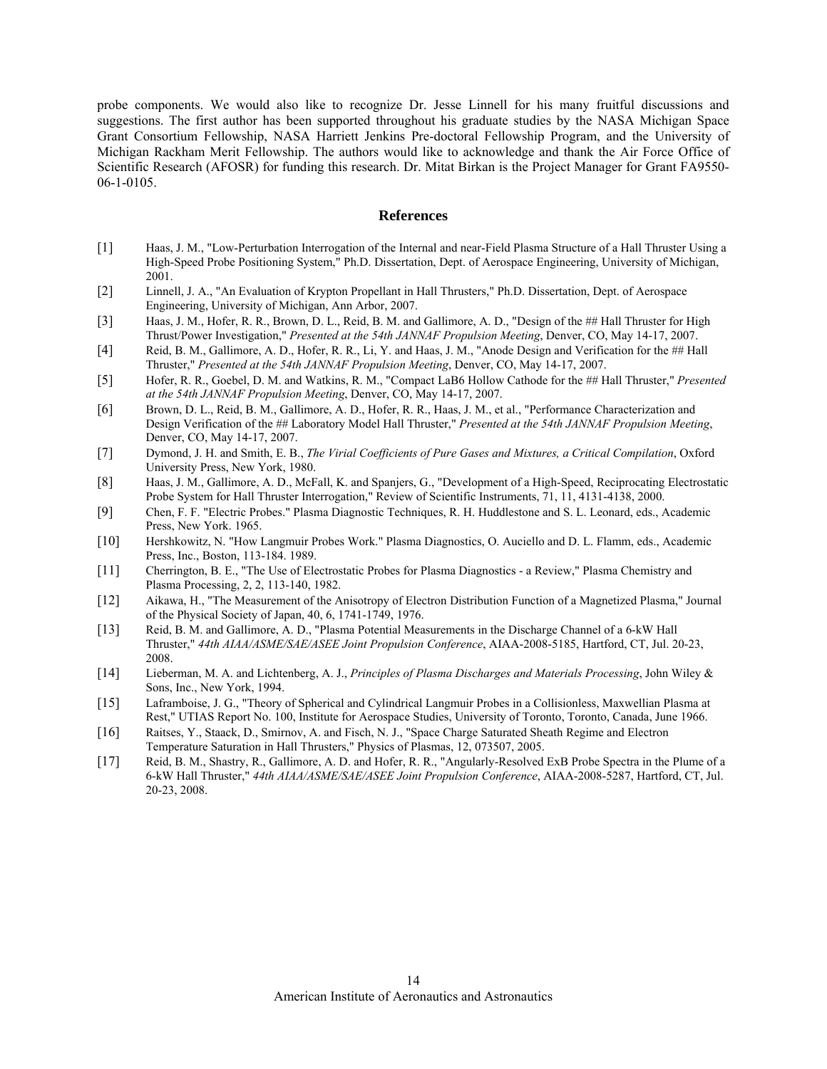probe components. We would also like to recognize Dr. Jesse Linnell for his many fruitful discussions and suggestions. The first author has been supported throughout his graduate studies by the NASA Michigan Space Grant Consortium Fellowship, NASA Harriett Jenkins Pre-doctoral Fellowship Program, and the University of Michigan Rackham Merit Fellowship. The authors would like to acknowledge and thank the Air Force Office of Scientific Research (AFOSR) for funding this research. Dr. Mitat Birkan is the Project Manager for Grant FA9550-06-1-0105.

## References

[1] Haas, J. M., "Low-Perturbation Interrogation of the Internal and near-Field Plasma Structure of a Hall Thruster Using a High-Speed Probe Positioning System," Ph.D. Dissertation, Dept. of Aerospace Engineering, University of Michigan, 2001.

[2] Linnell, J. A., "An Evaluation of Krypton Propellant in Hall Thrusters," Ph.D. Dissertation, Dept. of Aerospace Engineering, University of Michigan, Ann Arbor, 2007.

[3] Haas, J. M., Hofer, R. R., Brown, D. L., Reid, B. M. and Gallimore, A. D., "Design of the ## Hall Thruster for High Thrust/Power Investigation," *Presented at the 54th JANNAF Propulsion Meeting*, Denver, CO, May 14-17, 2007.

[4] Reid, B. M., Gallimore, A. D., Hofer, R. R., Li, Y. and Haas, J. M., "Anode Design and Verification for the ## Hall Thruster," *Presented at the 54th JANNAF Propulsion Meeting*, Denver, CO, May 14-17, 2007.

[5] Hofer, R. R., Goebel, D. M. and Watkins, R. M., "Compact LaB6 Hollow Cathode for the ## Hall Thruster," *Presented at the 54th JANNAF Propulsion Meeting*, Denver, CO, May 14-17, 2007.

[6] Brown, D. L., Reid, B. M., Gallimore, A. D., Hofer, R. R., Haas, J. M., et al., "Performance Characterization and Design Verification of the ## Laboratory Model Hall Thruster," *Presented at the 54th JANNAF Propulsion Meeting*, Denver, CO, May 14-17, 2007.

[7] Dymond, J. H. and Smith, E. B., *The Virial Coefficients of Pure Gases and Mixtures, a Critical Compilation*, Oxford University Press, New York, 1980.

[8] Haas, J. M., Gallimore, A. D., McFall, K. and Spanjers, G., "Development of a High-Speed, Reciprocating Electrostatic Probe System for Hall Thruster Interrogation," Review of Scientific Instruments, 71, 11, 4131-4138, 2000.

[9] Chen, F. F. "Electric Probes." Plasma Diagnostic Techniques, R. H. Huddlestone and S. L. Leonard, eds., Academic Press, New York. 1965.

[10] Hershkowitz, N. "How Langmuir Probes Work." Plasma Diagnostics, O. Auciello and D. L. Flamm, eds., Academic Press, Inc., Boston, 113-184. 1989.

[11] Cherrington, B. E., "The Use of Electrostatic Probes for Plasma Diagnostics - a Review," Plasma Chemistry and Plasma Processing, 2, 2, 113-140, 1982.

[12] Aikawa, H., "The Measurement of the Anisotropy of Electron Distribution Function of a Magnetized Plasma," Journal of the Physical Society of Japan, 40, 6, 1741-1749, 1976.

[13] Reid, B. M. and Gallimore, A. D., "Plasma Potential Measurements in the Discharge Channel of a 6-kW Hall Thruster," *44th AIAA/ASME/SAE/ASEE Joint Propulsion Conference*, AIAA-2008-5185, Hartford, CT, Jul. 20-23, 2008.

[14] Lieberman, M. A. and Lichtenberg, A. J., *Principles of Plasma Discharges and Materials Processing*, John Wiley & Sons, Inc., New York, 1994.

[15] Laframboise, J. G., "Theory of Spherical and Cylindrical Langmuir Probes in a Collisionless, Maxwellian Plasma at Rest," UTIAS Report No. 100, Institute for Aerospace Studies, University of Toronto, Toronto, Canada, June 1966.

[16] Raitses, Y., Staack, D., Smirnov, A. and Fisch, N. J., "Space Charge Saturated Sheath Regime and Electron Temperature Saturation in Hall Thrusters," Physics of Plasmas, 12, 073507, 2005.

[17] Reid, B. M., Shastry, R., Gallimore, A. D. and Hofer, R. R., "Angularly-Resolved ExB Probe Spectra in the Plume of a 6-kW Hall Thruster," *44th AIAA/ASME/SAE/ASEE Joint Propulsion Conference*, AIAA-2008-5287, Hartford, CT, Jul. 20-23, 2008.